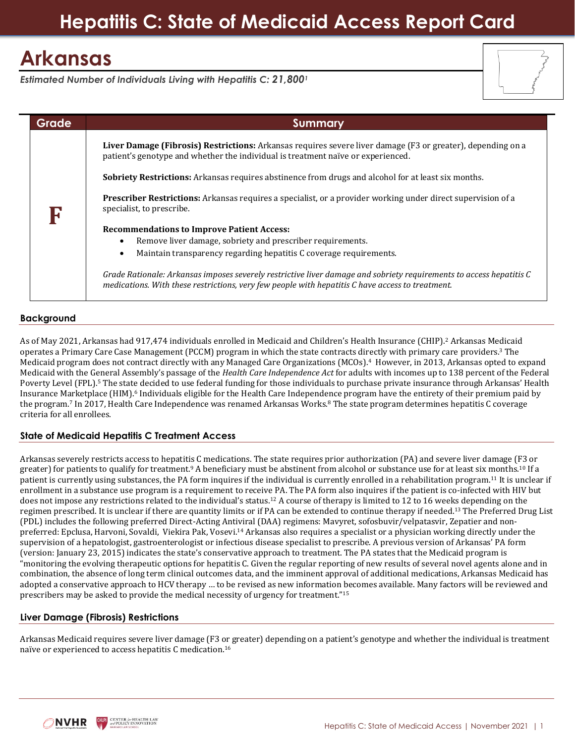# Hepatitis C: State of Medicaid Access Report Card

## Arkansas

*Estimated Number of Individuals Living with Hepatitis C: **21,800**[1]*

| Grade | Summary |
|---|---|
| **F** | **Liver Damage (Fibrosis) Restrictions:** Arkansas requires severe liver damage (F3 or greater), depending on a patient's genotype and whether the individual is treatment naïve or experienced.<br><br>**Sobriety Restrictions:** Arkansas requires abstinence from drugs and alcohol for at least six months.<br><br>**Prescriber Restrictions:** Arkansas requires a specialist, or a provider working under direct supervision of a specialist, to prescribe.<br><br>**Recommendations to Improve Patient Access:**<br>• Remove liver damage, sobriety and prescriber requirements.<br>• Maintain transparency regarding hepatitis C coverage requirements.<br><br>*Grade Rationale: Arkansas imposes severely restrictive liver damage and sobriety requirements to access hepatitis C medications. With these restrictions, very few people with hepatitis C have access to treatment.* |

### Background

As of May 2021, Arkansas had 917,474 individuals enrolled in Medicaid and Children's Health Insurance (CHIP).[2] Arkansas Medicaid operates a Primary Care Case Management (PCCM) program in which the state contracts directly with primary care providers.[3] The Medicaid program does not contract directly with any Managed Care Organizations (MCOs).[4] However, in 2013, Arkansas opted to expand Medicaid with the General Assembly's passage of the *Health Care Independence Act* for adults with incomes up to 138 percent of the Federal Poverty Level (FPL).[5] The state decided to use federal funding for those individuals to purchase private insurance through Arkansas' Health Insurance Marketplace (HIM).[6] Individuals eligible for the Health Care Independence program have the entirety of their premium paid by the program.[7] In 2017, Health Care Independence was renamed Arkansas Works.[8] The state program determines hepatitis C coverage criteria for all enrollees.

### State of Medicaid Hepatitis C Treatment Access

Arkansas severely restricts access to hepatitis C medications. The state requires prior authorization (PA) and severe liver damage (F3 or greater) for patients to qualify for treatment.[9] A beneficiary must be abstinent from alcohol or substance use for at least six months.[10] If a patient is currently using substances, the PA form inquires if the individual is currently enrolled in a rehabilitation program.[11] It is unclear if enrollment in a substance use program is a requirement to receive PA. The PA form also inquires if the patient is co-infected with HIV but does not impose any restrictions related to the individual's status.[12] A course of therapy is limited to 12 to 16 weeks depending on the regimen prescribed. It is unclear if there are quantity limits or if PA can be extended to continue therapy if needed.[13] The Preferred Drug List (PDL) includes the following preferred Direct-Acting Antiviral (DAA) regimens: Mavyret, sofosbuvir/velpatasvir, Zepatier and non-preferred: Epclusa, Harvoni, Sovaldi, Viekira Pak, Vosevi.[14] Arkansas also requires a specialist or a physician working under the supervision of a hepatologist, gastroenterologist or infectious disease specialist to prescribe. A previous version of Arkansas' PA form (version: January 23, 2015) indicates the state's conservative approach to treatment. The PA states that the Medicaid program is "monitoring the evolving therapeutic options for hepatitis C. Given the regular reporting of new results of several novel agents alone and in combination, the absence of long term clinical outcomes data, and the imminent approval of additional medications, Arkansas Medicaid has adopted a conservative approach to HCV therapy … to be revised as new information becomes available. Many factors will be reviewed and prescribers may be asked to provide the medical necessity of urgency for treatment."[15]

### Liver Damage (Fibrosis) Restrictions

Arkansas Medicaid requires severe liver damage (F3 or greater) depending on a patient's genotype and whether the individual is treatment naïve or experienced to access hepatitis C medication.[16]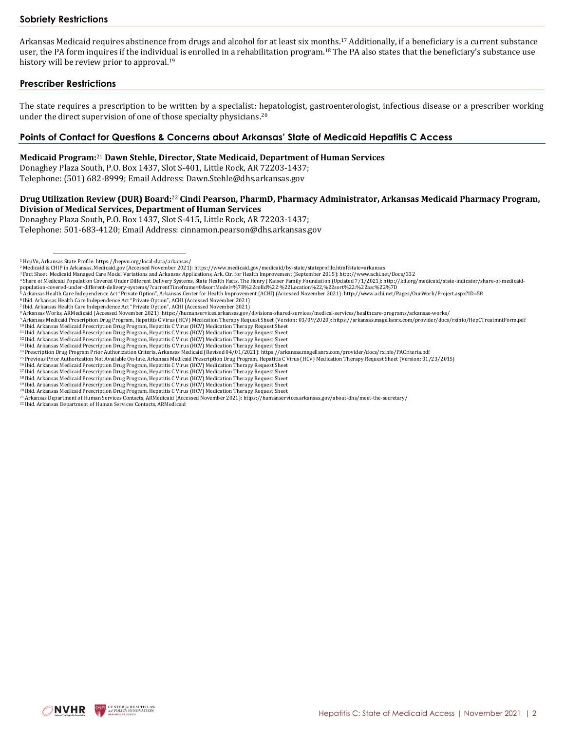## Sobriety Restrictions

Arkansas Medicaid requires abstinence from drugs and alcohol for at least six months.[17] Additionally, if a beneficiary is a current substance user, the PA form inquires if the individual is enrolled in a rehabilitation program.[18] The PA also states that the beneficiary's substance use history will be review prior to approval.[19]

## Prescriber Restrictions

The state requires a prescription to be written by a specialist: hepatologist, gastroenterologist, infectious disease or a prescriber working under the direct supervision of one of those specialty physicians.[20]

## Points of Contact for Questions & Concerns about Arkansas' State of Medicaid Hepatitis C Access

**Medicaid Program:**[21] **Dawn Stehle, Director, State Medicaid, Department of Human Services**
Donaghey Plaza South, P.O. Box 1437, Slot S-401, Little Rock, AR 72203-1437;
Telephone: (501) 682-8999; Email Address: Dawn.Stehle@dhs.arkansas.gov

**Drug Utilization Review (DUR) Board:**[22] **Cindi Pearson, PharmD, Pharmacy Administrator, Arkansas Medicaid Pharmacy Program, Division of Medical Services, Department of Human Services**
Donaghey Plaza South, P.O. Box 1437, Slot S-415, Little Rock, AR 72203-1437;
Telephone: 501-683-4120; Email Address: cinnamon.pearson@dhs.arkansas.gov

---

[1] HepVu, Arkansas State Profile: https://hepvu.org/local-data/arkansas/
[2] Medicaid & CHIP in Arkansas, Medicaid.gov (Accessed November 2021): https://www.medicaid.gov/medicaid/by-state/stateprofile.html?state=arkansas
[3] Fact Sheet: Medicaid Managed Care Model Variations and Arkansas Applications, Ark. Ctr. for Health Improvement (September 2015): http://www.achi.net/Docs/332
[4] Share of Medicaid Population Covered Under Different Delivery Systems, State Health Facts, The Henry J Kaiser Family Foundation (Updated 7/1/2021): http://kff.org/medicaid/state-indicator/share-of-medicaid-population-covered-under-different-delivery-systems/?currentTimeframe=0&sortModel=%7B%22colId%22:%22Location%22,%22sort%22:%22asc%22%7D
[5] Arkansas Health Care Independence Act "Private Option", Arkansas Center for Health Improvement (ACHI) (Accessed November 2021): http://www.achi.net/Pages/OurWork/Project.aspx?ID=58
[6] Ibid. Arkansas Health Care Independence Act "Private Option", ACHI (Accessed November 2021)
[7] Ibid. Arkansas Health Care Independence Act "Private Option", ACHI (Accessed November 2021)
[8] Arkansas Works, ARMedicaid (Accessed November 2021): https://humanservices.arkansas.gov/divisions-shared-services/medical-services/healthcare-programs/arkansas-works/
[9] Arkansas Medicaid Prescription Drug Program, Hepatitis C Virus (HCV) Medication Therapy Request Sheet (Version: 03/09/2020): https://arkansas.magellanrx.com/provider/docs/rxinfo/HepCTreatmntForm.pdf
[10] Ibid. Arkansas Medicaid Prescription Drug Program, Hepatitis C Virus (HCV) Medication Therapy Request Sheet
[11] Ibid. Arkansas Medicaid Prescription Drug Program, Hepatitis C Virus (HCV) Medication Therapy Request Sheet
[12] Ibid. Arkansas Medicaid Prescription Drug Program, Hepatitis C Virus (HCV) Medication Therapy Request Sheet
[13] Ibid. Arkansas Medicaid Prescription Drug Program, Hepatitis C Virus (HCV) Medication Therapy Request Sheet
[14] Prescription Drug Program Prior Authorization Criteria, Arkansas Medicaid (Revised 04/01/2021): https://arkansas.magellanrx.com/provider/docs/rxinfo/PACriteria.pdf
[15] Previous Prior Authorization Not Available On-line. Arkansas Medicaid Prescription Drug Program, Hepatitis C Virus (HCV) Medication Therapy Request Sheet (Version: 01/23/2015)
[16] Ibid. Arkansas Medicaid Prescription Drug Program, Hepatitis C Virus (HCV) Medication Therapy Request Sheet
[17] Ibid. Arkansas Medicaid Prescription Drug Program, Hepatitis C Virus (HCV) Medication Therapy Request Sheet
[18] Ibid. Arkansas Medicaid Prescription Drug Program, Hepatitis C Virus (HCV) Medication Therapy Request Sheet
[19] Ibid. Arkansas Medicaid Prescription Drug Program, Hepatitis C Virus (HCV) Medication Therapy Request Sheet
[20] Ibid. Arkansas Medicaid Prescription Drug Program, Hepatitis C Virus (HCV) Medication Therapy Request Sheet
[21] Arkansas Department of Human Services Contacts, ARMedicaid (Accessed November 2021): https://humanservices.arkansas.gov/about-dhs/meet-the-secretary/
[22] Ibid. Arkansas Department of Human Services Contacts, ARMedicaid